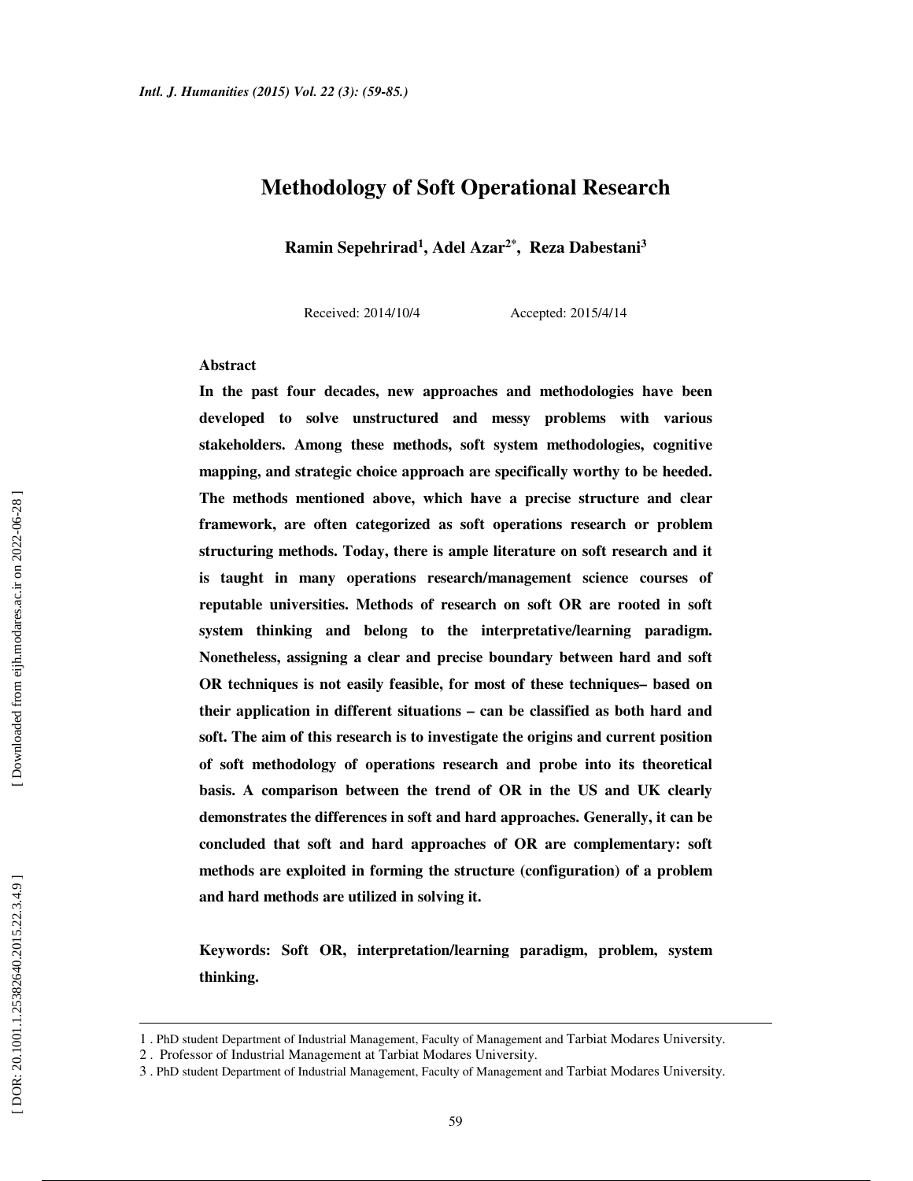# Methodology of Soft Operational Research

**Ramin Sepehrirad[1], Adel Azar[2*], Reza Dabestani[3]**

Received: 2014/10/4 Accepted: 2015/4/14

**Abstract**

**In the past four decades, new approaches and methodologies have been developed to solve unstructured and messy problems with various stakeholders. Among these methods, soft system methodologies, cognitive mapping, and strategic choice approach are specifically worthy to be heeded. The methods mentioned above, which have a precise structure and clear framework, are often categorized as soft operations research or problem structuring methods. Today, there is ample literature on soft research and it is taught in many operations research/management science courses of reputable universities. Methods of research on soft OR are rooted in soft system thinking and belong to the interpretative/learning paradigm. Nonetheless, assigning a clear and precise boundary between hard and soft OR techniques is not easily feasible, for most of these techniques– based on their application in different situations – can be classified as both hard and soft. The aim of this research is to investigate the origins and current position of soft methodology of operations research and probe into its theoretical basis. A comparison between the trend of OR in the US and UK clearly demonstrates the differences in soft and hard approaches. Generally, it can be concluded that soft and hard approaches of OR are complementary: soft methods are exploited in forming the structure (configuration) of a problem and hard methods are utilized in solving it.**

**Keywords: Soft OR, interpretation/learning paradigm, problem, system thinking.**

---

1 . PhD student Department of Industrial Management, Faculty of Management and Tarbiat Modares University.

2 . Professor of Industrial Management at Tarbiat Modares University.

3 . PhD student Department of Industrial Management, Faculty of Management and Tarbiat Modares University.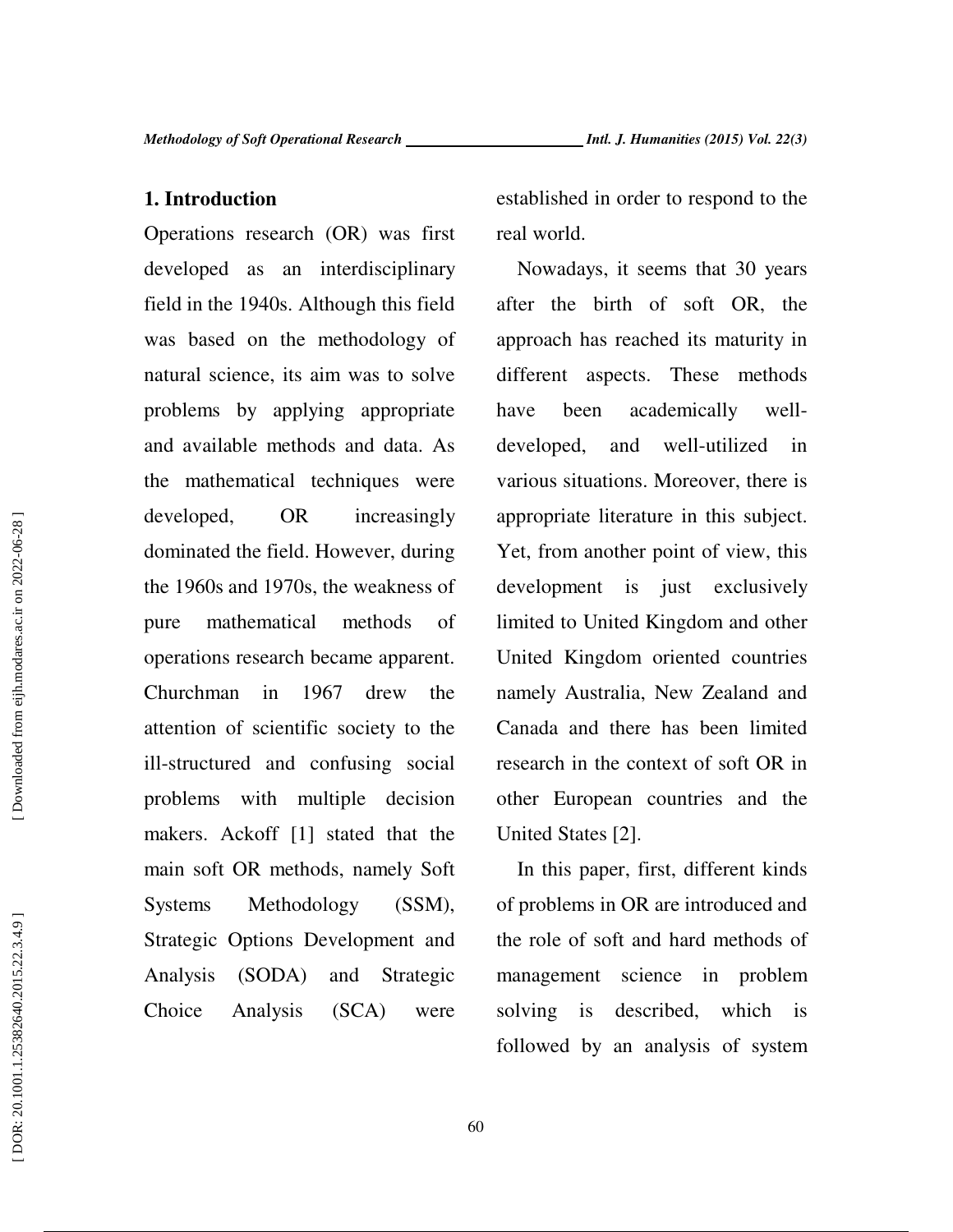## 1. Introduction

Operations research (OR) was first developed as an interdisciplinary field in the 1940s. Although this field was based on the methodology of natural science, its aim was to solve problems by applying appropriate and available methods and data. As the mathematical techniques were developed, OR increasingly dominated the field. However, during the 1960s and 1970s, the weakness of pure mathematical methods of operations research became apparent. Churchman in 1967 drew the attention of scientific society to the ill-structured and confusing social problems with multiple decision makers. Ackoff [1] stated that the main soft OR methods, namely Soft Systems Methodology (SSM), Strategic Options Development and Analysis (SODA) and Strategic Choice Analysis (SCA) were established in order to respond to the real world.

Nowadays, it seems that 30 years after the birth of soft OR, the approach has reached its maturity in different aspects. These methods have been academically well-developed, and well-utilized in various situations. Moreover, there is appropriate literature in this subject. Yet, from another point of view, this development is just exclusively limited to United Kingdom and other United Kingdom oriented countries namely Australia, New Zealand and Canada and there has been limited research in the context of soft OR in other European countries and the United States [2].

In this paper, first, different kinds of problems in OR are introduced and the role of soft and hard methods of management science in problem solving is described, which is followed by an analysis of system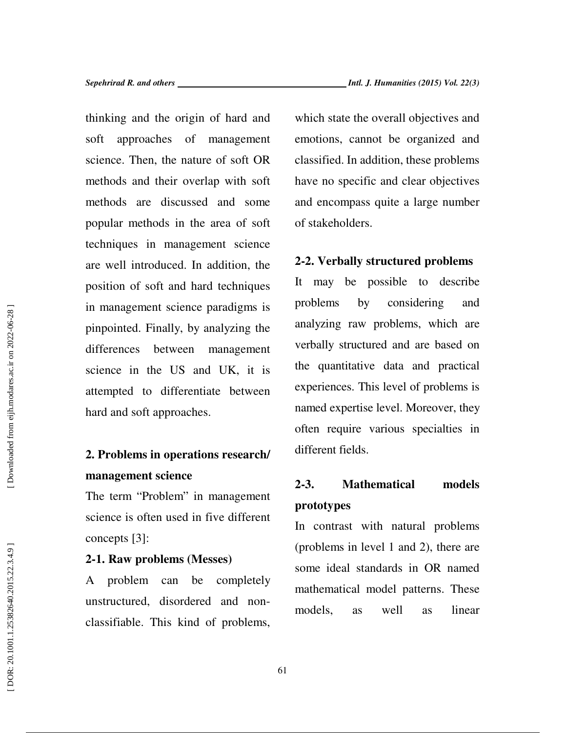thinking and the origin of hard and soft approaches of management science. Then, the nature of soft OR methods and their overlap with soft methods are discussed and some popular methods in the area of soft techniques in management science are well introduced. In addition, the position of soft and hard techniques in management science paradigms is pinpointed. Finally, by analyzing the differences between management science in the US and UK, it is attempted to differentiate between hard and soft approaches.

## 2. Problems in operations research/ management science

The term "Problem" in management science is often used in five different concepts [3]:

### 2-1. Raw problems (Messes)

A problem can be completely unstructured, disordered and non-classifiable. This kind of problems, which state the overall objectives and emotions, cannot be organized and classified. In addition, these problems have no specific and clear objectives and encompass quite a large number of stakeholders.

### 2-2. Verbally structured problems

It may be possible to describe problems by considering and analyzing raw problems, which are verbally structured and are based on the quantitative data and practical experiences. This level of problems is named expertise level. Moreover, they often require various specialties in different fields.

### 2-3. Mathematical models prototypes

In contrast with natural problems (problems in level 1 and 2), there are some ideal standards in OR named mathematical model patterns. These models, as well as linear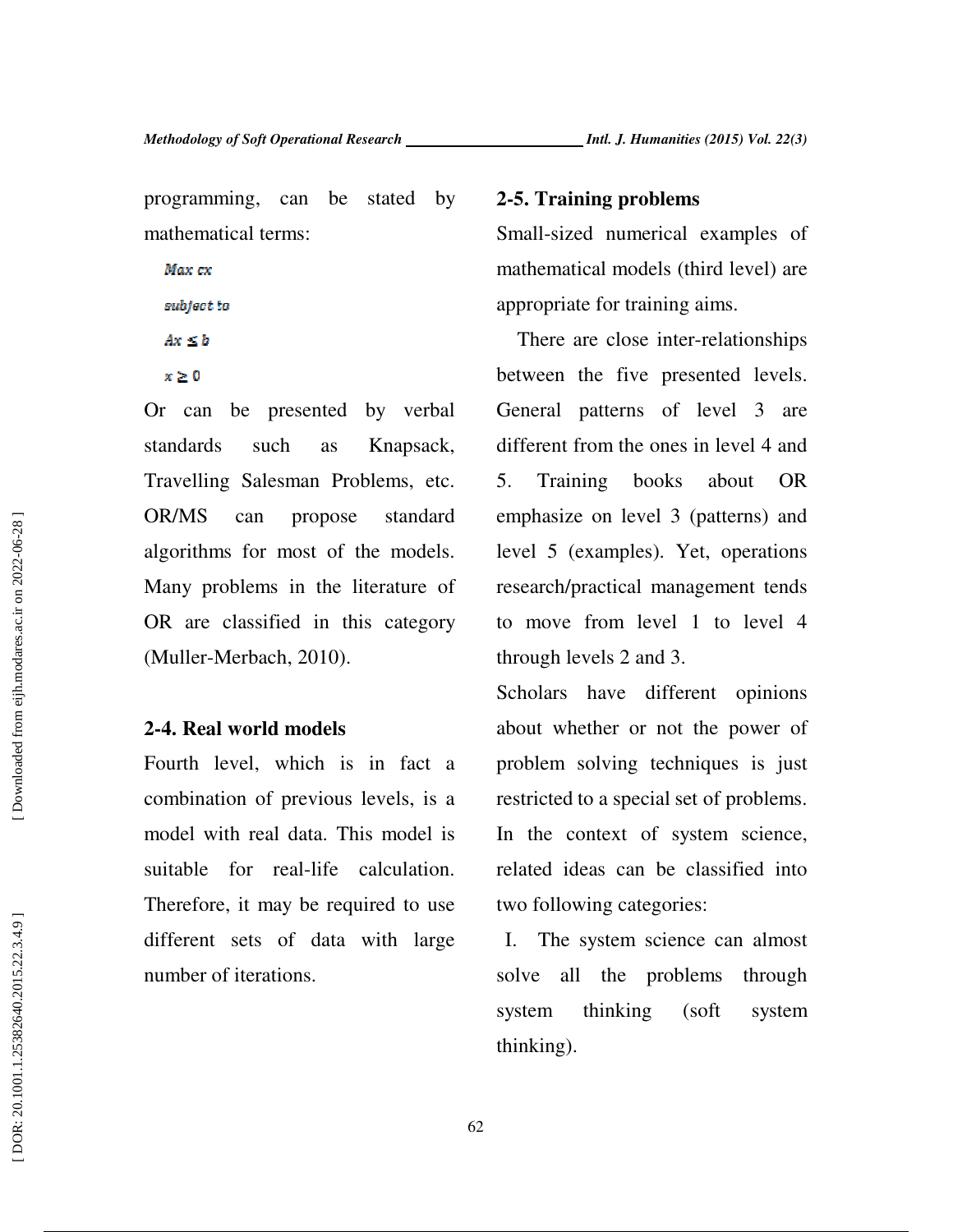programming, can be stated by mathematical terms:

$$\text{Max } cx$$
$$\text{subject to}$$
$$Ax \leq b$$
$$x \geq 0$$

Or can be presented by verbal standards such as Knapsack, Travelling Salesman Problems, etc. OR/MS can propose standard algorithms for most of the models. Many problems in the literature of OR are classified in this category (Muller-Merbach, 2010).

## 2-4. Real world models

Fourth level, which is in fact a combination of previous levels, is a model with real data. This model is suitable for real-life calculation. Therefore, it may be required to use different sets of data with large number of iterations.

## 2-5. Training problems

Small-sized numerical examples of mathematical models (third level) are appropriate for training aims.

There are close inter-relationships between the five presented levels. General patterns of level 3 are different from the ones in level 4 and 5. Training books about OR emphasize on level 3 (patterns) and level 5 (examples). Yet, operations research/practical management tends to move from level 1 to level 4 through levels 2 and 3.

Scholars have different opinions about whether or not the power of problem solving techniques is just restricted to a special set of problems. In the context of system science, related ideas can be classified into two following categories:

I. The system science can almost solve all the problems through system thinking (soft system thinking).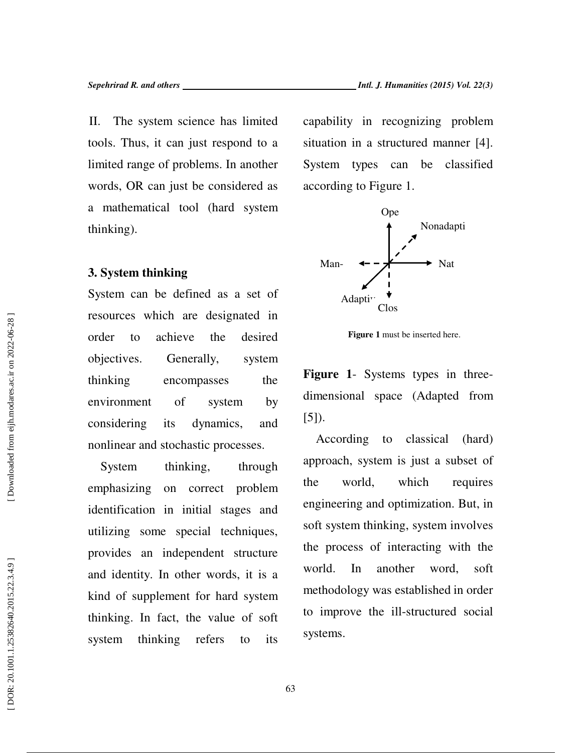II. The system science has limited tools. Thus, it can just respond to a limited range of problems. In another words, OR can just be considered as a mathematical tool (hard system thinking).

### 3. System thinking

System can be defined as a set of resources which are designated in order to achieve the desired objectives. Generally, system thinking encompasses the environment of system by considering its dynamics, and nonlinear and stochastic processes.

System thinking, through emphasizing on correct problem identification in initial stages and utilizing some special techniques, provides an independent structure and identity. In other words, it is a kind of supplement for hard system thinking. In fact, the value of soft system thinking refers to its capability in recognizing problem situation in a structured manner [4]. System types can be classified according to Figure 1.

Ope

Nonadapti

Man-

Nat

Adapti

Clos

**Figure 1** must be inserted here.

**Figure 1**- Systems types in three-dimensional space (Adapted from [5]).

According to classical (hard) approach, system is just a subset of the world, which requires engineering and optimization. But, in soft system thinking, system involves the process of interacting with the world. In another word, soft methodology was established in order to improve the ill-structured social systems.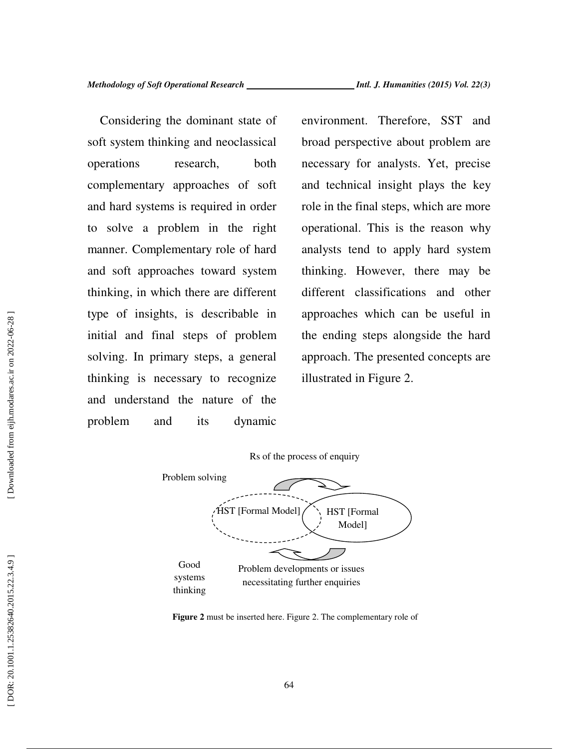Considering the dominant state of soft system thinking and neoclassical operations research, both complementary approaches of soft and hard systems is required in order to solve a problem in the right manner. Complementary role of hard and soft approaches toward system thinking, in which there are different type of insights, is describable in initial and final steps of problem solving. In primary steps, a general thinking is necessary to recognize and understand the nature of the problem and its dynamic environment. Therefore, SST and broad perspective about problem are necessary for analysts. Yet, precise and technical insight plays the key role in the final steps, which are more operational. This is the reason why analysts tend to apply hard system thinking. However, there may be different classifications and other approaches which can be useful in the ending steps alongside the hard approach. The presented concepts are illustrated in Figure 2.

Rs of the process of enquiry

Problem solving

HST [Formal Model]

HST [Formal Model]

Good systems thinking

Problem developments or issues necessitating further enquiries

**Figure 2** must be inserted here. Figure 2. The complementary role of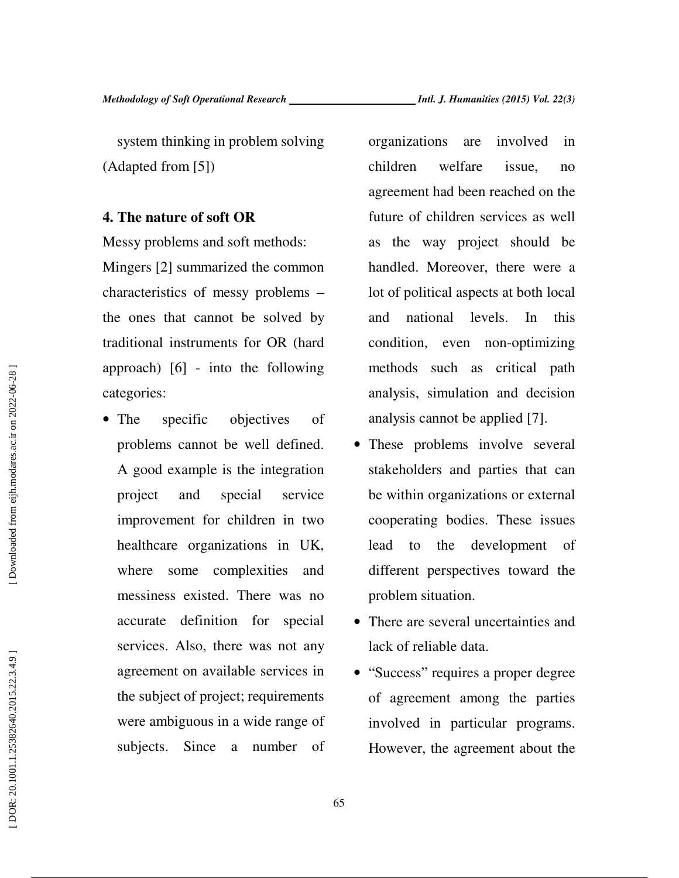system thinking in problem solving (Adapted from [5])

## 4. The nature of soft OR

Messy problems and soft methods:

Mingers [2] summarized the common characteristics of messy problems – the ones that cannot be solved by traditional instruments for OR (hard approach) [6] - into the following categories:

- The specific objectives of problems cannot be well defined. A good example is the integration project and special service improvement for children in two healthcare organizations in UK, where some complexities and messiness existed. There was no accurate definition for special services. Also, there was not any agreement on available services in the subject of project; requirements were ambiguous in a wide range of subjects. Since a number of organizations are involved in children welfare issue, no agreement had been reached on the future of children services as well as the way project should be handled. Moreover, there were a lot of political aspects at both local and national levels. In this condition, even non-optimizing methods such as critical path analysis, simulation and decision analysis cannot be applied [7].
- These problems involve several stakeholders and parties that can be within organizations or external cooperating bodies. These issues lead to the development of different perspectives toward the problem situation.
- There are several uncertainties and lack of reliable data.
- "Success" requires a proper degree of agreement among the parties involved in particular programs. However, the agreement about the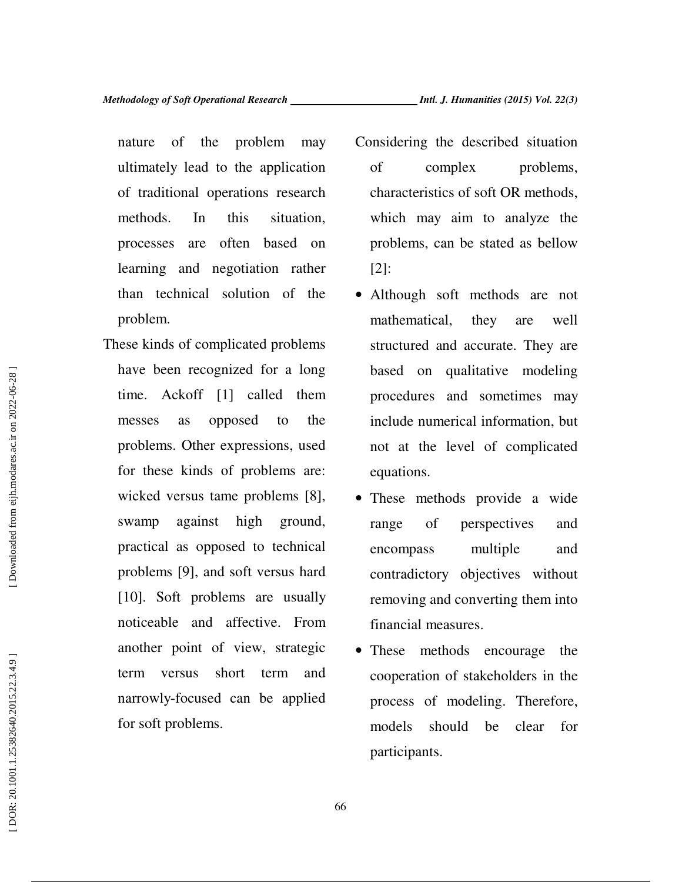nature of the problem may ultimately lead to the application of traditional operations research methods. In this situation, processes are often based on learning and negotiation rather than technical solution of the problem.

These kinds of complicated problems have been recognized for a long time. Ackoff [1] called them messes as opposed to the problems. Other expressions, used for these kinds of problems are: wicked versus tame problems [8], swamp against high ground, practical as opposed to technical problems [9], and soft versus hard [10]. Soft problems are usually noticeable and affective. From another point of view, strategic term versus short term and narrowly-focused can be applied for soft problems.

Considering the described situation of complex problems, characteristics of soft OR methods, which may aim to analyze the problems, can be stated as bellow [2]:

- Although soft methods are not mathematical, they are well structured and accurate. They are based on qualitative modeling procedures and sometimes may include numerical information, but not at the level of complicated equations.
- These methods provide a wide range of perspectives and encompass multiple and contradictory objectives without removing and converting them into financial measures.
- These methods encourage the cooperation of stakeholders in the process of modeling. Therefore, models should be clear for participants.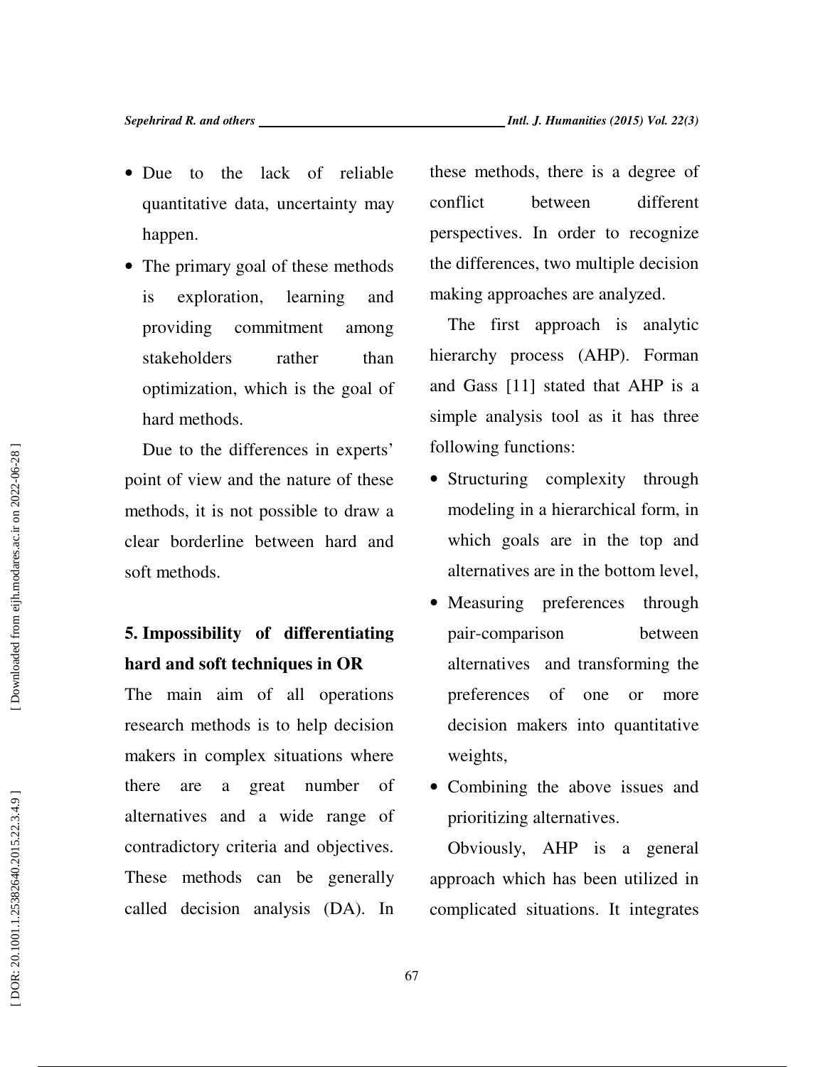- Due to the lack of reliable quantitative data, uncertainty may happen.
- The primary goal of these methods is exploration, learning and providing commitment among stakeholders rather than optimization, which is the goal of hard methods.

Due to the differences in experts' point of view and the nature of these methods, it is not possible to draw a clear borderline between hard and soft methods.

## 5. Impossibility of differentiating hard and soft techniques in OR

The main aim of all operations research methods is to help decision makers in complex situations where there are a great number of alternatives and a wide range of contradictory criteria and objectives. These methods can be generally called decision analysis (DA). In these methods, there is a degree of conflict between different perspectives. In order to recognize the differences, two multiple decision making approaches are analyzed.

The first approach is analytic hierarchy process (AHP). Forman and Gass [11] stated that AHP is a simple analysis tool as it has three following functions:

- Structuring complexity through modeling in a hierarchical form, in which goals are in the top and alternatives are in the bottom level,
- Measuring preferences through pair-comparison between alternatives and transforming the preferences of one or more decision makers into quantitative weights,
- Combining the above issues and prioritizing alternatives.

Obviously, AHP is a general approach which has been utilized in complicated situations. It integrates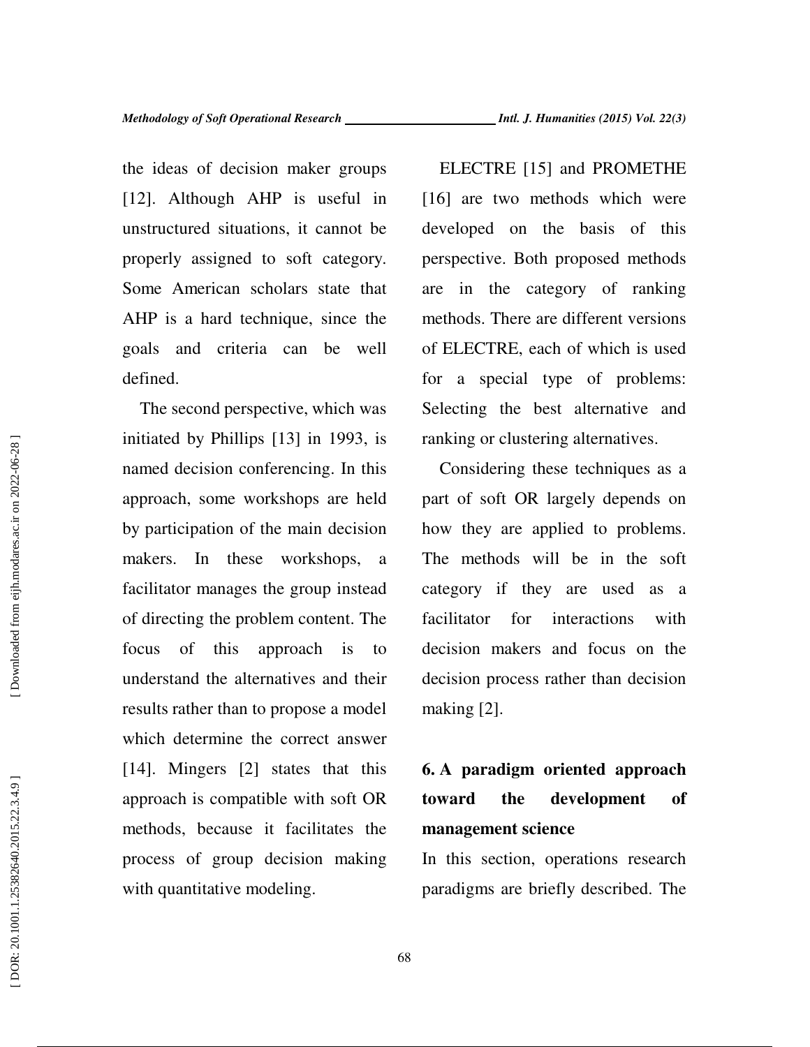the ideas of decision maker groups [12]. Although AHP is useful in unstructured situations, it cannot be properly assigned to soft category. Some American scholars state that AHP is a hard technique, since the goals and criteria can be well defined.

The second perspective, which was initiated by Phillips [13] in 1993, is named decision conferencing. In this approach, some workshops are held by participation of the main decision makers. In these workshops, a facilitator manages the group instead of directing the problem content. The focus of this approach is to understand the alternatives and their results rather than to propose a model which determine the correct answer [14]. Mingers [2] states that this approach is compatible with soft OR methods, because it facilitates the process of group decision making with quantitative modeling.

ELECTRE [15] and PROMETHE [16] are two methods which were developed on the basis of this perspective. Both proposed methods are in the category of ranking methods. There are different versions of ELECTRE, each of which is used for a special type of problems: Selecting the best alternative and ranking or clustering alternatives.

Considering these techniques as a part of soft OR largely depends on how they are applied to problems. The methods will be in the soft category if they are used as a facilitator for interactions with decision makers and focus on the decision process rather than decision making [2].

## 6. A paradigm oriented approach toward the development of management science

In this section, operations research paradigms are briefly described. The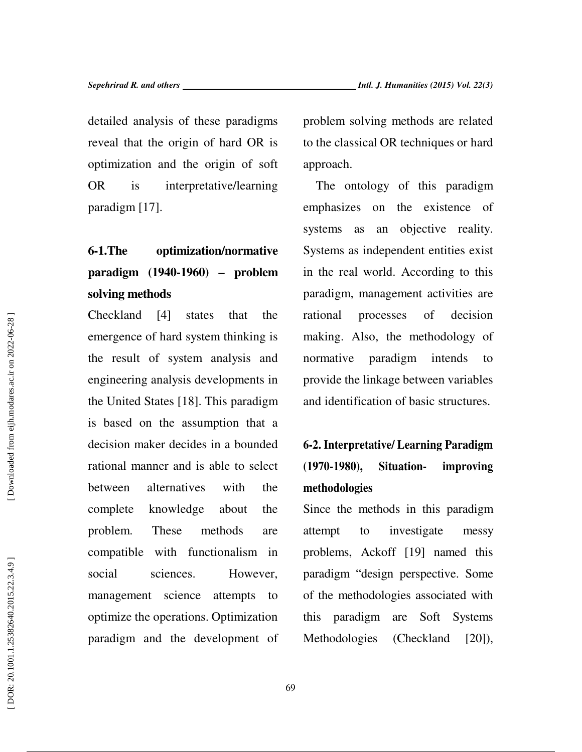detailed analysis of these paradigms reveal that the origin of hard OR is optimization and the origin of soft OR is interpretative/learning paradigm [17].

### 6-1.The optimization/normative paradigm (1940-1960) – problem solving methods

Checkland [4] states that the emergence of hard system thinking is the result of system analysis and engineering analysis developments in the United States [18]. This paradigm is based on the assumption that a decision maker decides in a bounded rational manner and is able to select between alternatives with the complete knowledge about the problem. These methods are compatible with functionalism in social sciences. However, management science attempts to optimize the operations. Optimization paradigm and the development of problem solving methods are related to the classical OR techniques or hard approach.

The ontology of this paradigm emphasizes on the existence of systems as an objective reality. Systems as independent entities exist in the real world. According to this paradigm, management activities are rational processes of decision making. Also, the methodology of normative paradigm intends to provide the linkage between variables and identification of basic structures.

### 6-2. Interpretative/ Learning Paradigm (1970-1980), Situation- improving methodologies

Since the methods in this paradigm attempt to investigate messy problems, Ackoff [19] named this paradigm "design perspective. Some of the methodologies associated with this paradigm are Soft Systems Methodologies (Checkland [20]),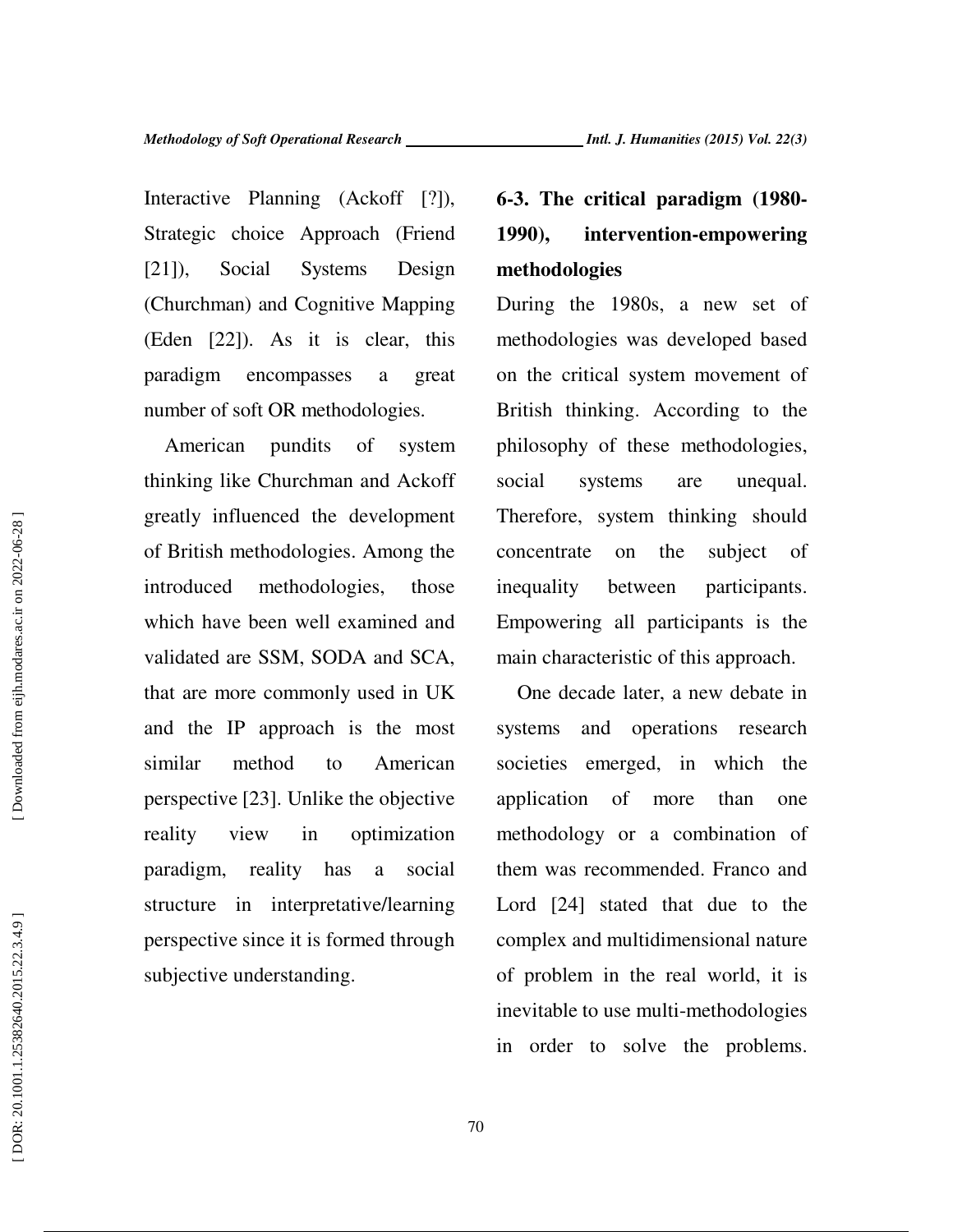Interactive Planning (Ackoff [?]), Strategic choice Approach (Friend [21]), Social Systems Design (Churchman) and Cognitive Mapping (Eden [22]). As it is clear, this paradigm encompasses a great number of soft OR methodologies.

American pundits of system thinking like Churchman and Ackoff greatly influenced the development of British methodologies. Among the introduced methodologies, those which have been well examined and validated are SSM, SODA and SCA, that are more commonly used in UK and the IP approach is the most similar method to American perspective [23]. Unlike the objective reality view in optimization paradigm, reality has a social structure in interpretative/learning perspective since it is formed through subjective understanding.

### 6-3. The critical paradigm (1980-1990), intervention-empowering methodologies

During the 1980s, a new set of methodologies was developed based on the critical system movement of British thinking. According to the philosophy of these methodologies, social systems are unequal. Therefore, system thinking should concentrate on the subject of inequality between participants. Empowering all participants is the main characteristic of this approach.

One decade later, a new debate in systems and operations research societies emerged, in which the application of more than one methodology or a combination of them was recommended. Franco and Lord [24] stated that due to the complex and multidimensional nature of problem in the real world, it is inevitable to use multi-methodologies in order to solve the problems.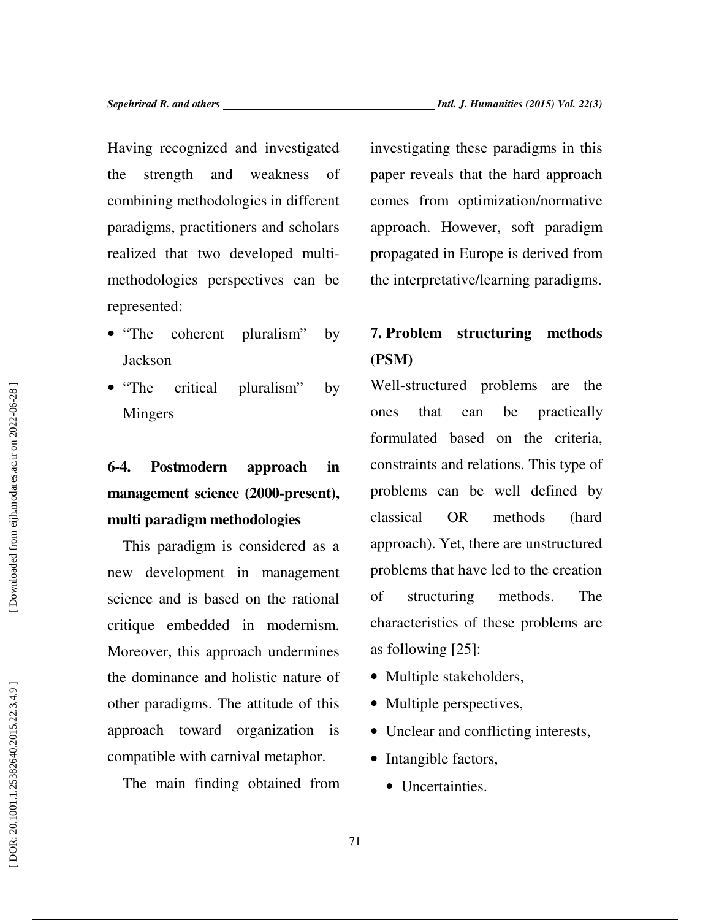Having recognized and investigated the strength and weakness of combining methodologies in different paradigms, practitioners and scholars realized that two developed multi-methodologies perspectives can be represented:

- "The coherent pluralism" by Jackson
- "The critical pluralism" by Mingers

### 6-4. Postmodern approach in management science (2000-present), multi paradigm methodologies

This paradigm is considered as a new development in management science and is based on the rational critique embedded in modernism. Moreover, this approach undermines the dominance and holistic nature of other paradigms. The attitude of this approach toward organization is compatible with carnival metaphor.

The main finding obtained from investigating these paradigms in this paper reveals that the hard approach comes from optimization/normative approach. However, soft paradigm propagated in Europe is derived from the interpretative/learning paradigms.

## 7. Problem structuring methods (PSM)

Well-structured problems are the ones that can be practically formulated based on the criteria, constraints and relations. This type of problems can be well defined by classical OR methods (hard approach). Yet, there are unstructured problems that have led to the creation of structuring methods. The characteristics of these problems are as following [25]:

- Multiple stakeholders,
- Multiple perspectives,
- Unclear and conflicting interests,
- Intangible factors,
- Uncertainties.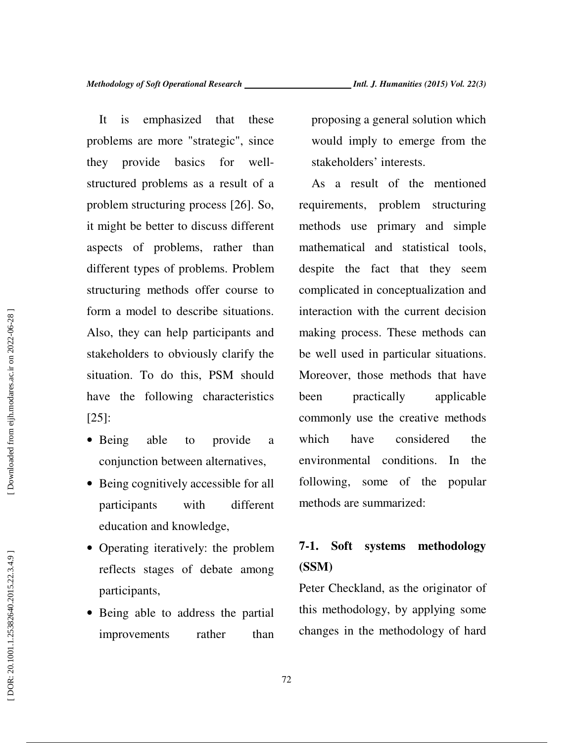It is emphasized that these problems are more "strategic", since they provide basics for well-structured problems as a result of a problem structuring process [26]. So, it might be better to discuss different aspects of problems, rather than different types of problems. Problem structuring methods offer course to form a model to describe situations. Also, they can help participants and stakeholders to obviously clarify the situation. To do this, PSM should have the following characteristics [25]:

- Being able to provide a conjunction between alternatives,
- Being cognitively accessible for all participants with different education and knowledge,
- Operating iteratively: the problem reflects stages of debate among participants,
- Being able to address the partial improvements rather than proposing a general solution which would imply to emerge from the stakeholders' interests.

As a result of the mentioned requirements, problem structuring methods use primary and simple mathematical and statistical tools, despite the fact that they seem complicated in conceptualization and interaction with the current decision making process. These methods can be well used in particular situations. Moreover, those methods that have been practically applicable commonly use the creative methods which have considered the environmental conditions. In the following, some of the popular methods are summarized:

### 7-1. Soft systems methodology (SSM)

Peter Checkland, as the originator of this methodology, by applying some changes in the methodology of hard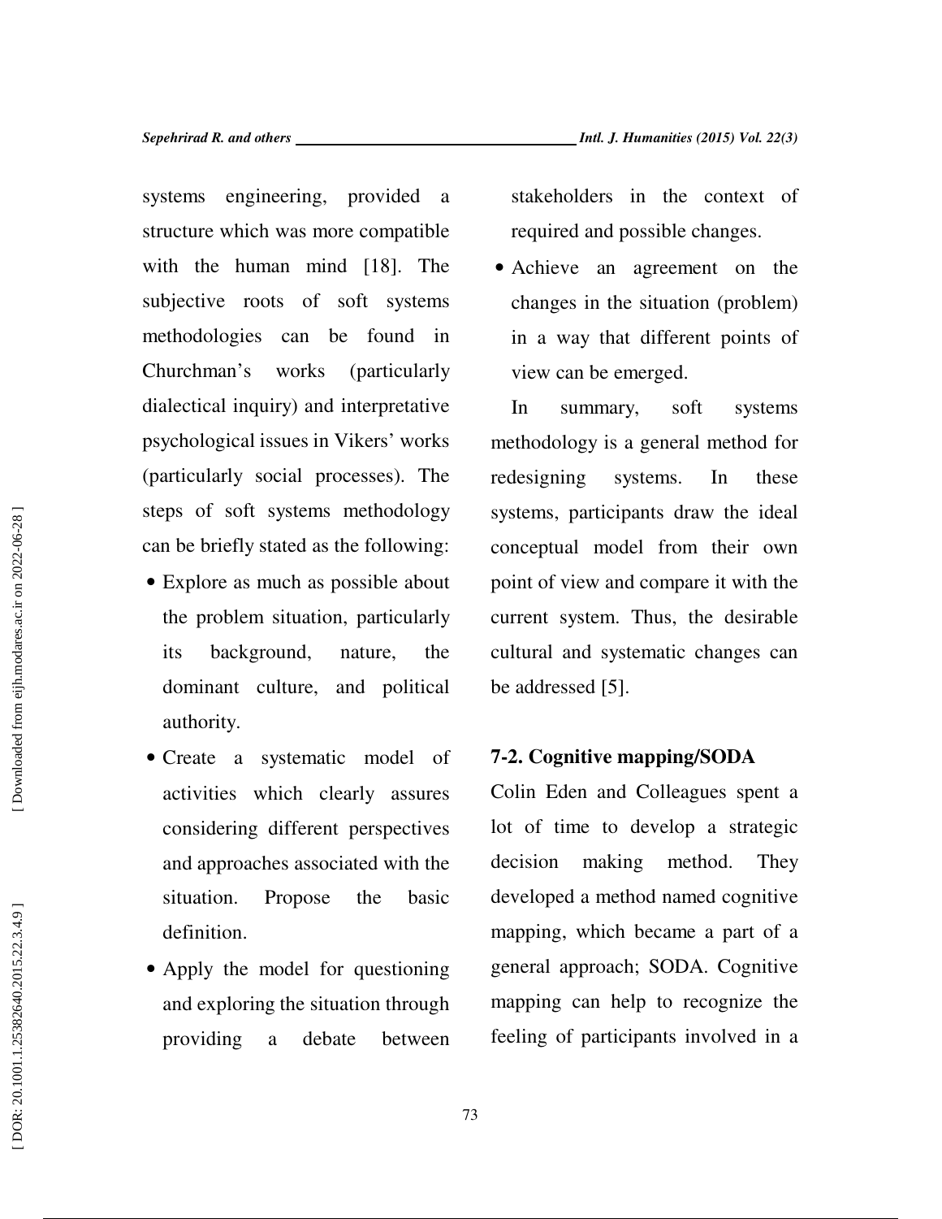systems engineering, provided a structure which was more compatible with the human mind [18]. The subjective roots of soft systems methodologies can be found in Churchman's works (particularly dialectical inquiry) and interpretative psychological issues in Vikers' works (particularly social processes). The steps of soft systems methodology can be briefly stated as the following:

- Explore as much as possible about the problem situation, particularly its background, nature, the dominant culture, and political authority.
- Create a systematic model of activities which clearly assures considering different perspectives and approaches associated with the situation. Propose the basic definition.
- Apply the model for questioning and exploring the situation through providing a debate between stakeholders in the context of required and possible changes.
- Achieve an agreement on the changes in the situation (problem) in a way that different points of view can be emerged.

In summary, soft systems methodology is a general method for redesigning systems. In these systems, participants draw the ideal conceptual model from their own point of view and compare it with the current system. Thus, the desirable cultural and systematic changes can be addressed [5].

### 7-2. Cognitive mapping/SODA

Colin Eden and Colleagues spent a lot of time to develop a strategic decision making method. They developed a method named cognitive mapping, which became a part of a general approach; SODA. Cognitive mapping can help to recognize the feeling of participants involved in a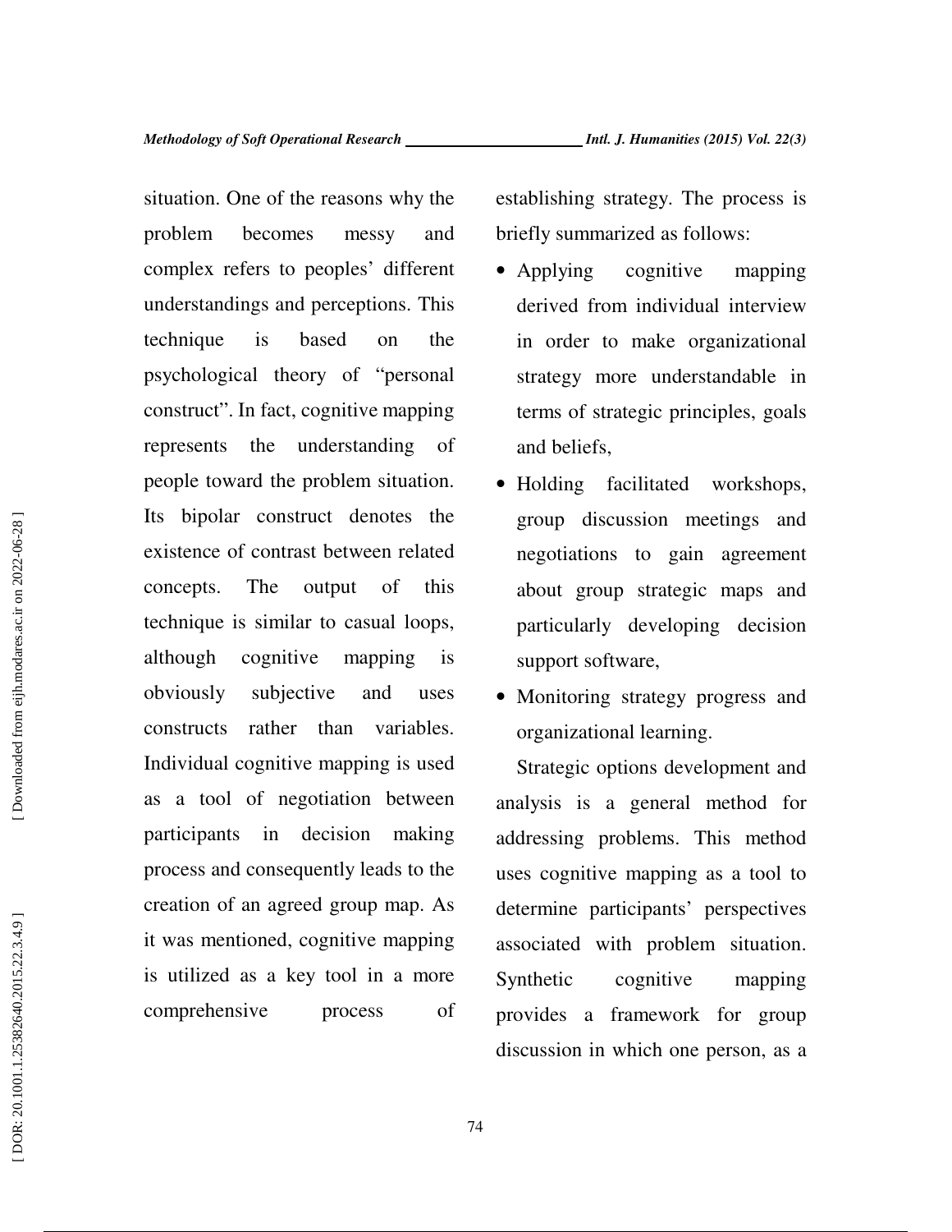situation. One of the reasons why the problem becomes messy and complex refers to peoples' different understandings and perceptions. This technique is based on the psychological theory of "personal construct". In fact, cognitive mapping represents the understanding of people toward the problem situation. Its bipolar construct denotes the existence of contrast between related concepts. The output of this technique is similar to casual loops, although cognitive mapping is obviously subjective and uses constructs rather than variables. Individual cognitive mapping is used as a tool of negotiation between participants in decision making process and consequently leads to the creation of an agreed group map. As it was mentioned, cognitive mapping is utilized as a key tool in a more comprehensive process of establishing strategy. The process is briefly summarized as follows:

- Applying cognitive mapping derived from individual interview in order to make organizational strategy more understandable in terms of strategic principles, goals and beliefs,
- Holding facilitated workshops, group discussion meetings and negotiations to gain agreement about group strategic maps and particularly developing decision support software,
- Monitoring strategy progress and organizational learning.

Strategic options development and analysis is a general method for addressing problems. This method uses cognitive mapping as a tool to determine participants' perspectives associated with problem situation. Synthetic cognitive mapping provides a framework for group discussion in which one person, as a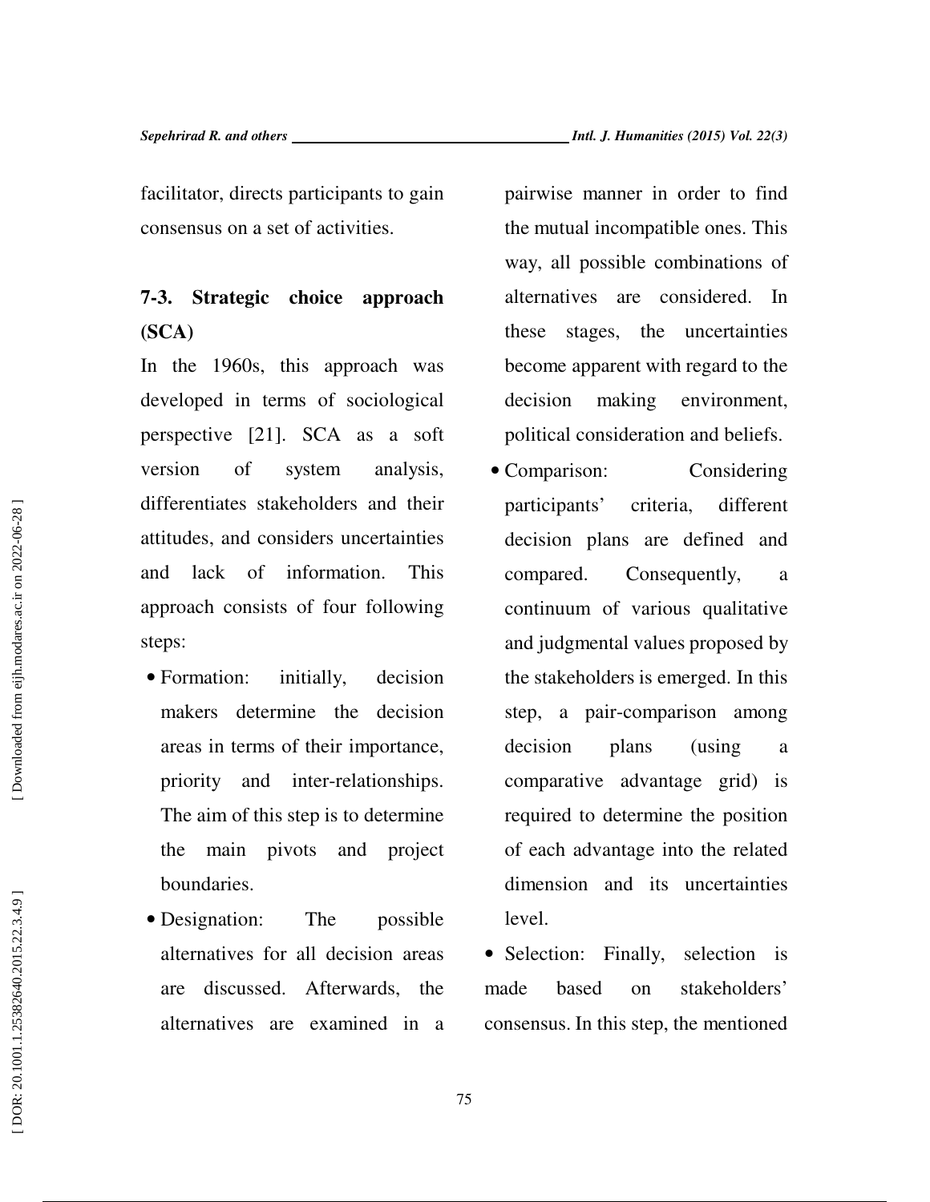facilitator, directs participants to gain consensus on a set of activities.

### 7-3. Strategic choice approach (SCA)

In the 1960s, this approach was developed in terms of sociological perspective [21]. SCA as a soft version of system analysis, differentiates stakeholders and their attitudes, and considers uncertainties and lack of information. This approach consists of four following steps:

- Formation: initially, decision makers determine the decision areas in terms of their importance, priority and inter-relationships. The aim of this step is to determine the main pivots and project boundaries.
- Designation: The possible alternatives for all decision areas are discussed. Afterwards, the alternatives are examined in a pairwise manner in order to find the mutual incompatible ones. This way, all possible combinations of alternatives are considered. In these stages, the uncertainties become apparent with regard to the decision making environment, political consideration and beliefs.
- Comparison: Considering participants' criteria, different decision plans are defined and compared. Consequently, a continuum of various qualitative and judgmental values proposed by the stakeholders is emerged. In this step, a pair-comparison among decision plans (using a comparative advantage grid) is required to determine the position of each advantage into the related dimension and its uncertainties level.
- Selection: Finally, selection is made based on stakeholders' consensus. In this step, the mentioned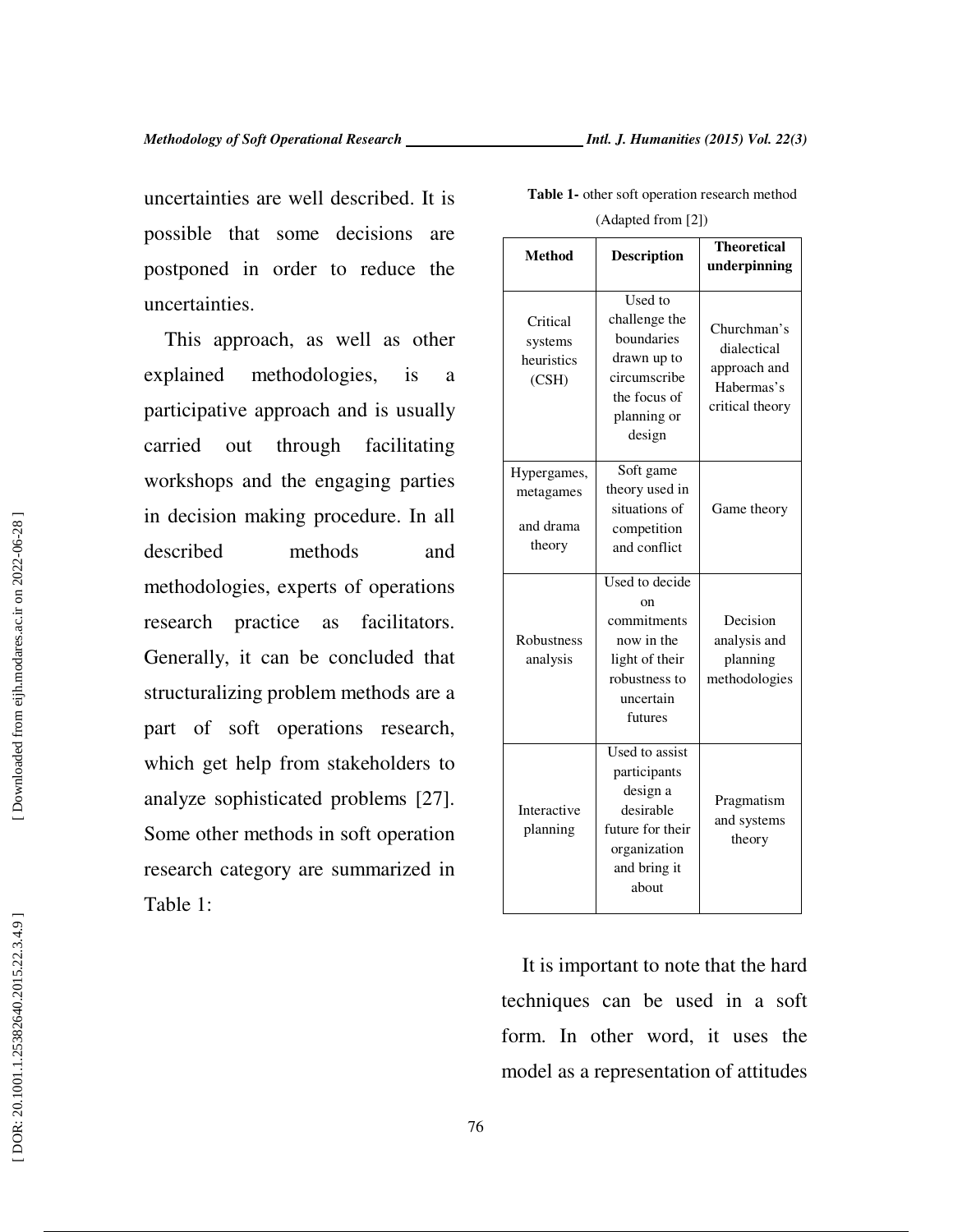uncertainties are well described. It is possible that some decisions are postponed in order to reduce the uncertainties.

This approach, as well as other explained methodologies, is a participative approach and is usually carried out through facilitating workshops and the engaging parties in decision making procedure. In all described methods and methodologies, experts of operations research practice as facilitators. Generally, it can be concluded that structuralizing problem methods are a part of soft operations research, which get help from stakeholders to analyze sophisticated problems [27]. Some other methods in soft operation research category are summarized in Table 1:

**Table 1-** other soft operation research method (Adapted from [2])

| Method | Description | Theoretical underpinning |
|---|---|---|
| Critical systems heuristics (CSH) | Used to challenge the boundaries drawn up to circumscribe the focus of planning or design | Churchman's dialectical approach and Habermas's critical theory |
| Hypergames, metagames and drama theory | Soft game theory used in situations of competition and conflict | Game theory |
| Robustness analysis | Used to decide on commitments now in the light of their robustness to uncertain futures | Decision analysis and planning methodologies |
| Interactive planning | Used to assist participants design a desirable future for their organization and bring it about | Pragmatism and systems theory |

It is important to note that the hard techniques can be used in a soft form. In other word, it uses the model as a representation of attitudes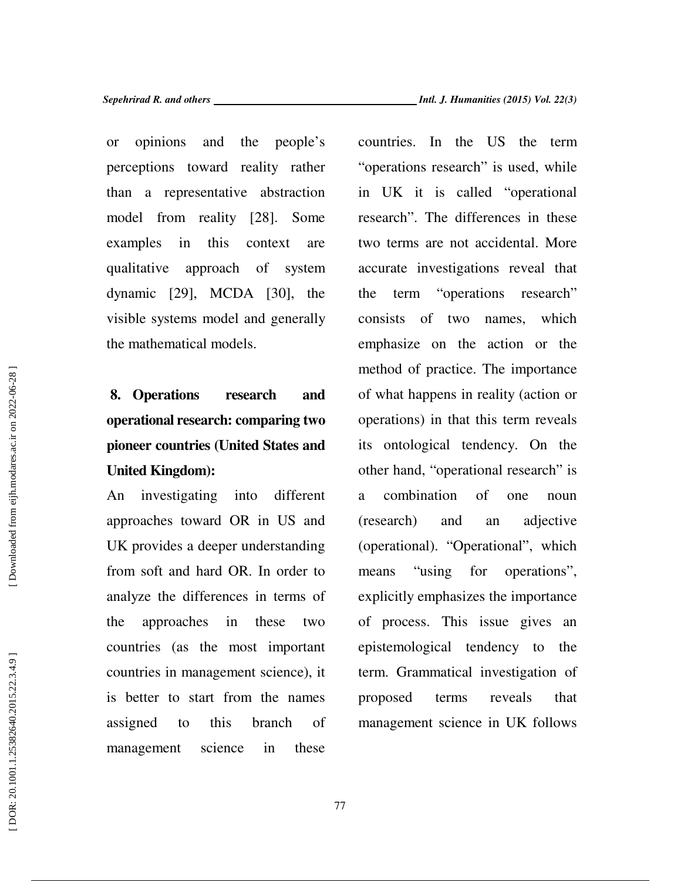or opinions and the people's perceptions toward reality rather than a representative abstraction model from reality [28]. Some examples in this context are qualitative approach of system dynamic [29], MCDA [30], the visible systems model and generally the mathematical models.

## 8. Operations research and operational research: comparing two pioneer countries (United States and United Kingdom):

An investigating into different approaches toward OR in US and UK provides a deeper understanding from soft and hard OR. In order to analyze the differences in terms of the approaches in these two countries (as the most important countries in management science), it is better to start from the names assigned to this branch of management science in these countries. In the US the term "operations research" is used, while in UK it is called "operational research". The differences in these two terms are not accidental. More accurate investigations reveal that the term "operations research" consists of two names, which emphasize on the action or the method of practice. The importance of what happens in reality (action or operations) in that this term reveals its ontological tendency. On the other hand, "operational research" is a combination of one noun (research) and an adjective (operational). "Operational", which means "using for operations", explicitly emphasizes the importance of process. This issue gives an epistemological tendency to the term. Grammatical investigation of proposed terms reveals that management science in UK follows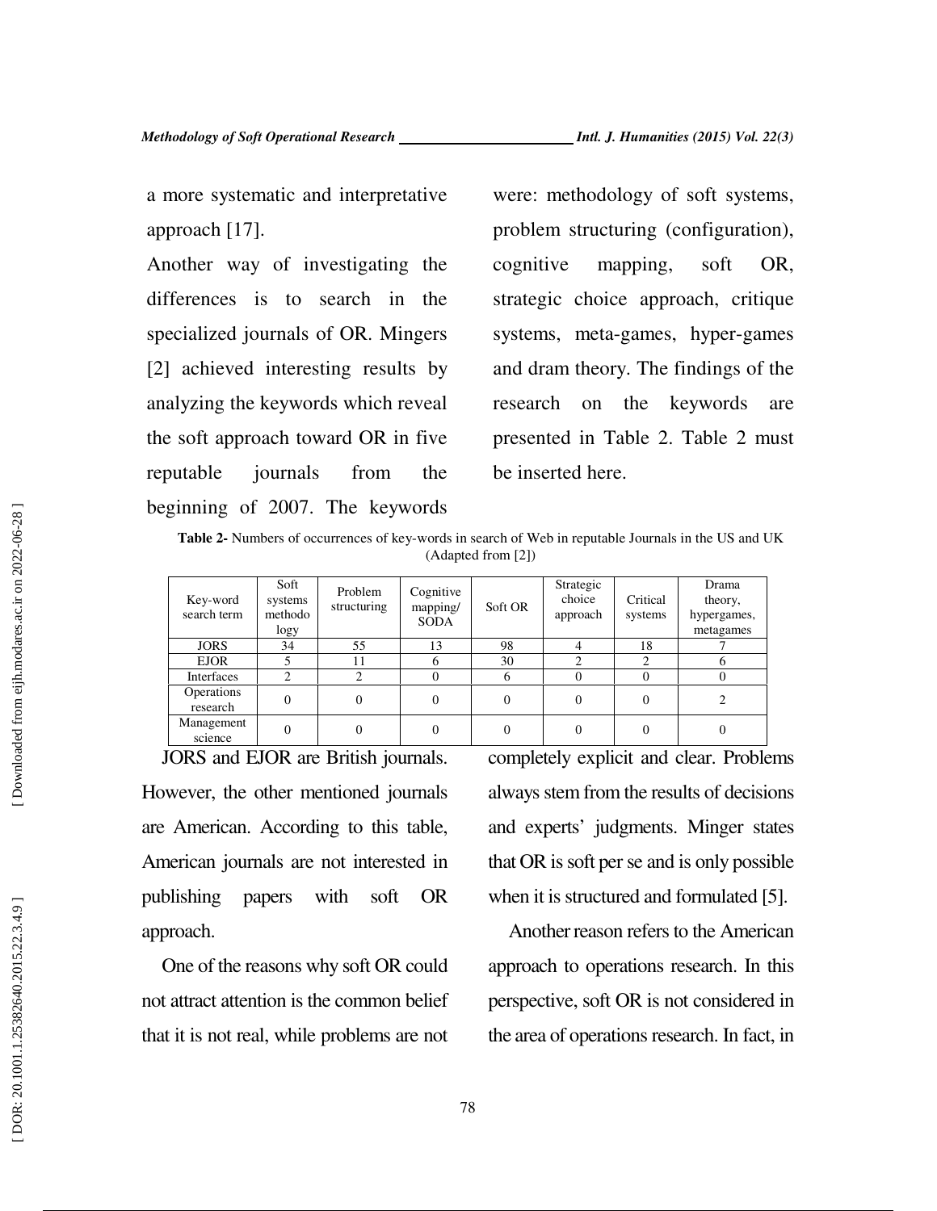a more systematic and interpretative approach [17].

Another way of investigating the differences is to search in the specialized journals of OR. Mingers [2] achieved interesting results by analyzing the keywords which reveal the soft approach toward OR in five reputable journals from the beginning of 2007. The keywords were: methodology of soft systems, problem structuring (configuration), cognitive mapping, soft OR, strategic choice approach, critique systems, meta-games, hyper-games and dram theory. The findings of the research on the keywords are presented in Table 2. Table 2 must be inserted here.

**Table 2-** Numbers of occurrences of key-words in search of Web in reputable Journals in the US and UK (Adapted from [2])

| Key-word search term | Soft systems methodology | Problem structuring | Cognitive mapping/ SODA | Soft OR | Strategic choice approach | Critical systems | Drama theory, hypergames, metagames |
|---|---|---|---|---|---|---|---|
| JORS | 34 | 55 | 13 | 98 | 4 | 18 | 7 |
| EJOR | 5 | 11 | 6 | 30 | 2 | 2 | 6 |
| Interfaces | 2 | 2 | 0 | 6 | 0 | 0 | 0 |
| Operations research | 0 | 0 | 0 | 0 | 0 | 0 | 2 |
| Management science | 0 | 0 | 0 | 0 | 0 | 0 | 0 |

JORS and EJOR are British journals. However, the other mentioned journals are American. According to this table, American journals are not interested in publishing papers with soft OR approach.

One of the reasons why soft OR could not attract attention is the common belief that it is not real, while problems are not completely explicit and clear. Problems always stem from the results of decisions and experts' judgments. Minger states that OR is soft per se and is only possible when it is structured and formulated [5].

Another reason refers to the American approach to operations research. In this perspective, soft OR is not considered in the area of operations research. In fact, in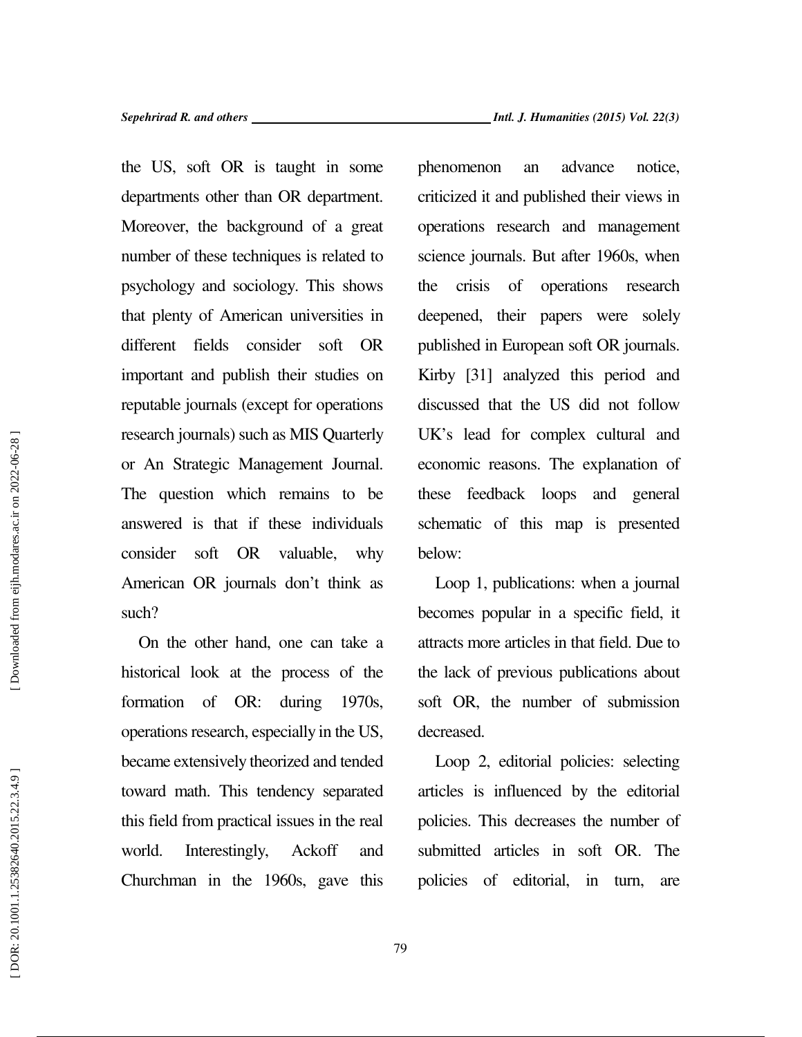the US, soft OR is taught in some departments other than OR department. Moreover, the background of a great number of these techniques is related to psychology and sociology. This shows that plenty of American universities in different fields consider soft OR important and publish their studies on reputable journals (except for operations research journals) such as MIS Quarterly or An Strategic Management Journal. The question which remains to be answered is that if these individuals consider soft OR valuable, why American OR journals don't think as such?

On the other hand, one can take a historical look at the process of the formation of OR: during 1970s, operations research, especially in the US, became extensively theorized and tended toward math. This tendency separated this field from practical issues in the real world. Interestingly, Ackoff and Churchman in the 1960s, gave this phenomenon an advance notice, criticized it and published their views in operations research and management science journals. But after 1960s, when the crisis of operations research deepened, their papers were solely published in European soft OR journals. Kirby [31] analyzed this period and discussed that the US did not follow UK's lead for complex cultural and economic reasons. The explanation of these feedback loops and general schematic of this map is presented below:

Loop 1, publications: when a journal becomes popular in a specific field, it attracts more articles in that field. Due to the lack of previous publications about soft OR, the number of submission decreased.

Loop 2, editorial policies: selecting articles is influenced by the editorial policies. This decreases the number of submitted articles in soft OR. The policies of editorial, in turn, are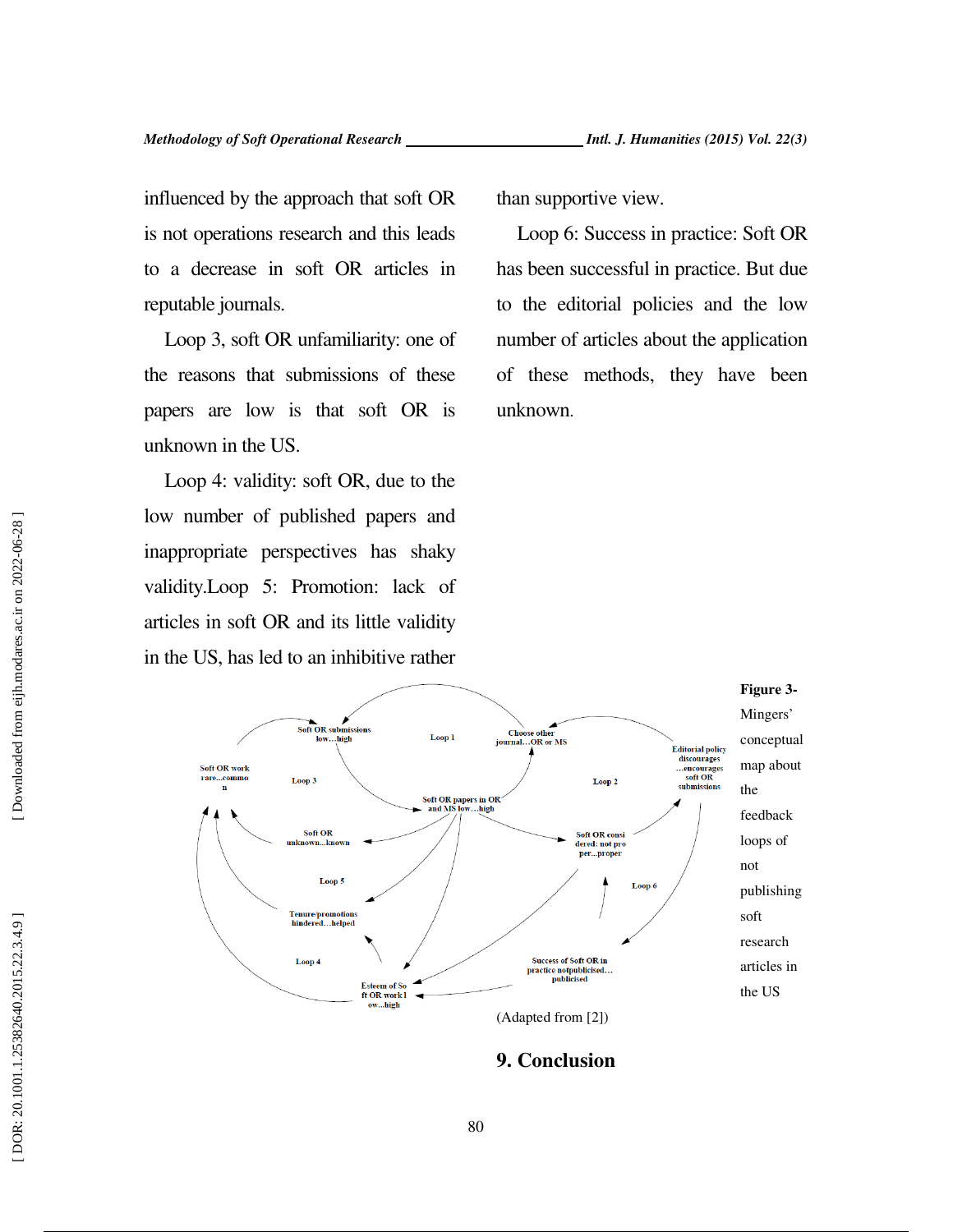influenced by the approach that soft OR is not operations research and this leads to a decrease in soft OR articles in reputable journals.

Loop 3, soft OR unfamiliarity: one of the reasons that submissions of these papers are low is that soft OR is unknown in the US.

Loop 4: validity: soft OR, due to the low number of published papers and inappropriate perspectives has shaky validity.Loop 5: Promotion: lack of articles in soft OR and its little validity in the US, has led to an inhibitive rather than supportive view.

Loop 6: Success in practice: Soft OR has been successful in practice. But due to the editorial policies and the low number of articles about the application of these methods, they have been unknown.

**Figure 3-** Mingers' conceptual map about the feedback loops of not publishing soft research articles in the US

(Adapted from [2])

## 9. Conclusion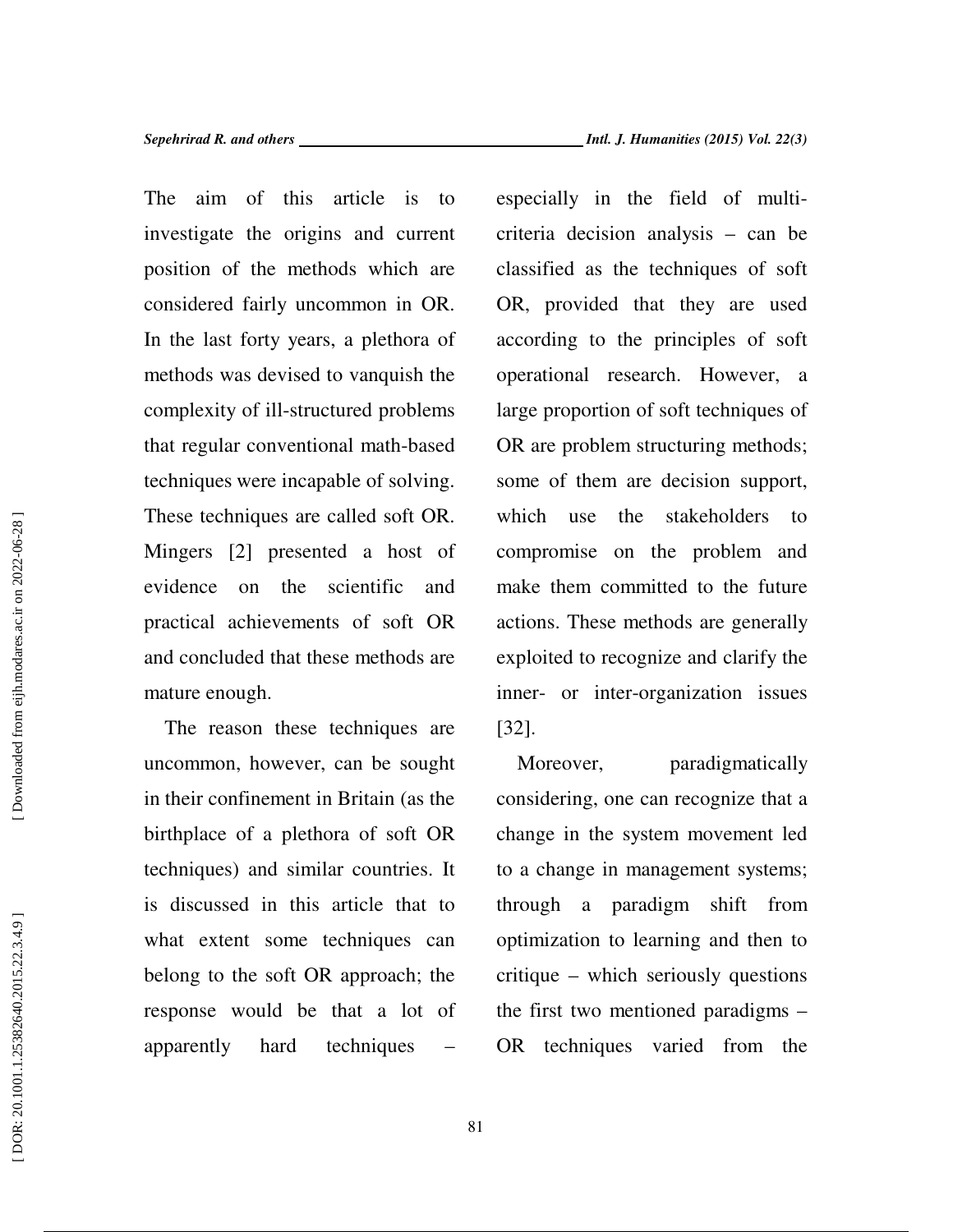The aim of this article is to investigate the origins and current position of the methods which are considered fairly uncommon in OR. In the last forty years, a plethora of methods was devised to vanquish the complexity of ill-structured problems that regular conventional math-based techniques were incapable of solving. These techniques are called soft OR. Mingers [2] presented a host of evidence on the scientific and practical achievements of soft OR and concluded that these methods are mature enough.

The reason these techniques are uncommon, however, can be sought in their confinement in Britain (as the birthplace of a plethora of soft OR techniques) and similar countries. It is discussed in this article that to what extent some techniques can belong to the soft OR approach; the response would be that a lot of apparently hard techniques – especially in the field of multi-criteria decision analysis – can be classified as the techniques of soft OR, provided that they are used according to the principles of soft operational research. However, a large proportion of soft techniques of OR are problem structuring methods; some of them are decision support, which use the stakeholders to compromise on the problem and make them committed to the future actions. These methods are generally exploited to recognize and clarify the inner- or inter-organization issues [32].

Moreover, paradigmatically considering, one can recognize that a change in the system movement led to a change in management systems; through a paradigm shift from optimization to learning and then to critique – which seriously questions the first two mentioned paradigms – OR techniques varied from the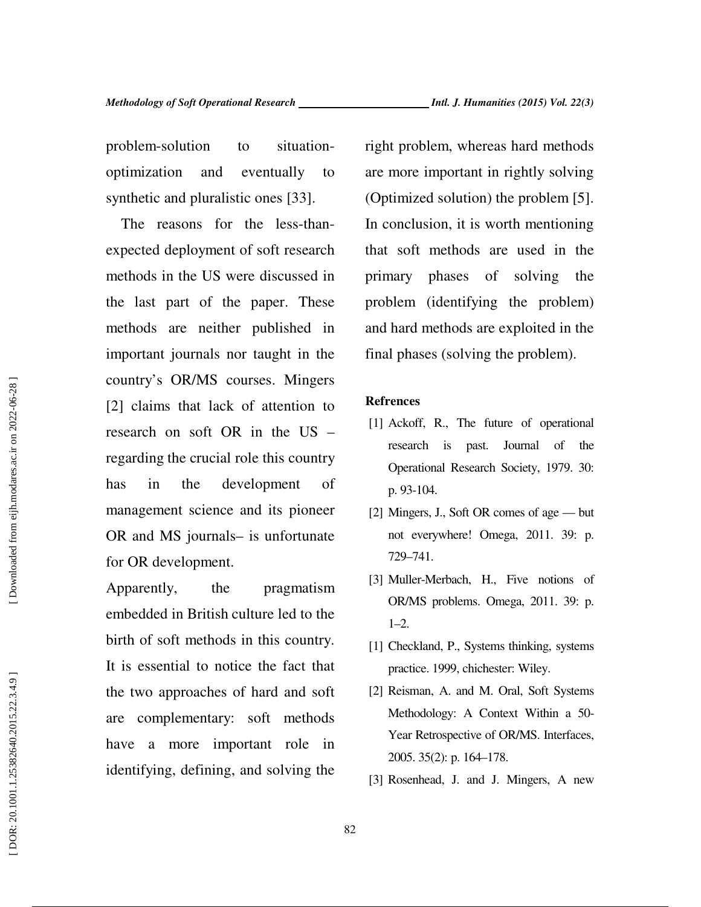problem-solution to situation-optimization and eventually to synthetic and pluralistic ones [33].

The reasons for the less-than-expected deployment of soft research methods in the US were discussed in the last part of the paper. These methods are neither published in important journals nor taught in the country's OR/MS courses. Mingers [2] claims that lack of attention to research on soft OR in the US – regarding the crucial role this country has in the development of management science and its pioneer OR and MS journals– is unfortunate for OR development.

Apparently, the pragmatism embedded in British culture led to the birth of soft methods in this country. It is essential to notice the fact that the two approaches of hard and soft are complementary: soft methods have a more important role in identifying, defining, and solving the right problem, whereas hard methods are more important in rightly solving (Optimized solution) the problem [5]. In conclusion, it is worth mentioning that soft methods are used in the primary phases of solving the problem (identifying the problem) and hard methods are exploited in the final phases (solving the problem).

**Refrences**

[1] Ackoff, R., The future of operational research is past. Journal of the Operational Research Society, 1979. 30: p. 93-104.

[2] Mingers, J., Soft OR comes of age — but not everywhere! Omega, 2011. 39: p. 729–741.

[3] Muller-Merbach, H., Five notions of OR/MS problems. Omega, 2011. 39: p. 1–2.

[1] Checkland, P., Systems thinking, systems practice. 1999, chichester: Wiley.

[2] Reisman, A. and M. Oral, Soft Systems Methodology: A Context Within a 50-Year Retrospective of OR/MS. Interfaces, 2005. 35(2): p. 164–178.

[3] Rosenhead, J. and J. Mingers, A new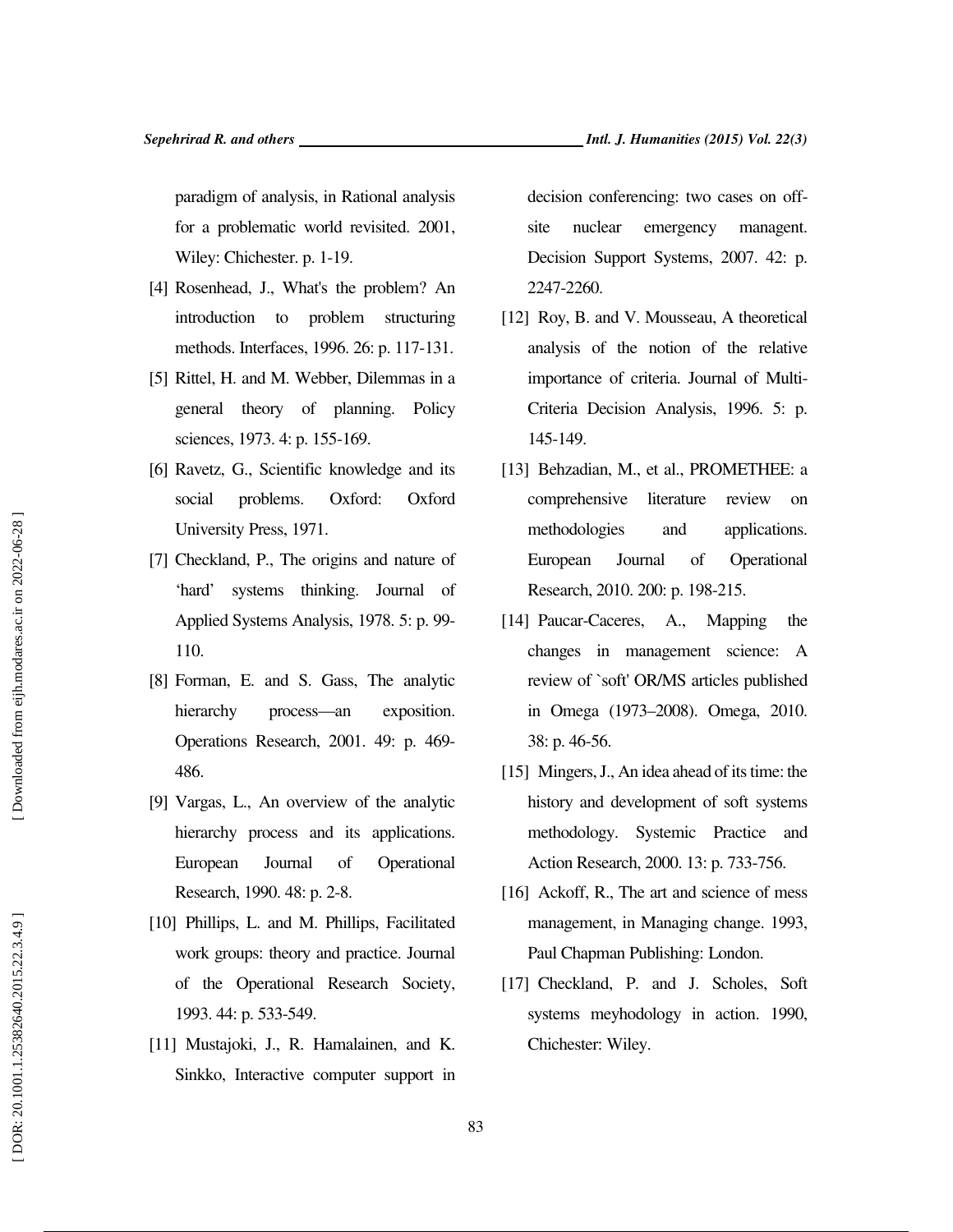paradigm of analysis, in Rational analysis for a problematic world revisited. 2001, Wiley: Chichester. p. 1-19.

[4] Rosenhead, J., What's the problem? An introduction to problem structuring methods. Interfaces, 1996. 26: p. 117-131.

[5] Rittel, H. and M. Webber, Dilemmas in a general theory of planning. Policy sciences, 1973. 4: p. 155-169.

[6] Ravetz, G., Scientific knowledge and its social problems. Oxford: Oxford University Press, 1971.

[7] Checkland, P., The origins and nature of 'hard' systems thinking. Journal of Applied Systems Analysis, 1978. 5: p. 99-110.

[8] Forman, E. and S. Gass, The analytic hierarchy process—an exposition. Operations Research, 2001. 49: p. 469-486.

[9] Vargas, L., An overview of the analytic hierarchy process and its applications. European Journal of Operational Research, 1990. 48: p. 2-8.

[10] Phillips, L. and M. Phillips, Facilitated work groups: theory and practice. Journal of the Operational Research Society, 1993. 44: p. 533-549.

[11] Mustajoki, J., R. Hamalainen, and K. Sinkko, Interactive computer support in decision conferencing: two cases on off-site nuclear emergency managent. Decision Support Systems, 2007. 42: p. 2247-2260.

[12] Roy, B. and V. Mousseau, A theoretical analysis of the notion of the relative importance of criteria. Journal of Multi-Criteria Decision Analysis, 1996. 5: p. 145-149.

[13] Behzadian, M., et al., PROMETHEE: a comprehensive literature review on methodologies and applications. European Journal of Operational Research, 2010. 200: p. 198-215.

[14] Paucar-Caceres, A., Mapping the changes in management science: A review of `soft' OR/MS articles published in Omega (1973–2008). Omega, 2010. 38: p. 46-56.

[15] Mingers, J., An idea ahead of its time: the history and development of soft systems methodology. Systemic Practice and Action Research, 2000. 13: p. 733-756.

[16] Ackoff, R., The art and science of mess management, in Managing change. 1993, Paul Chapman Publishing: London.

[17] Checkland, P. and J. Scholes, Soft systems meyhodology in action. 1990, Chichester: Wiley.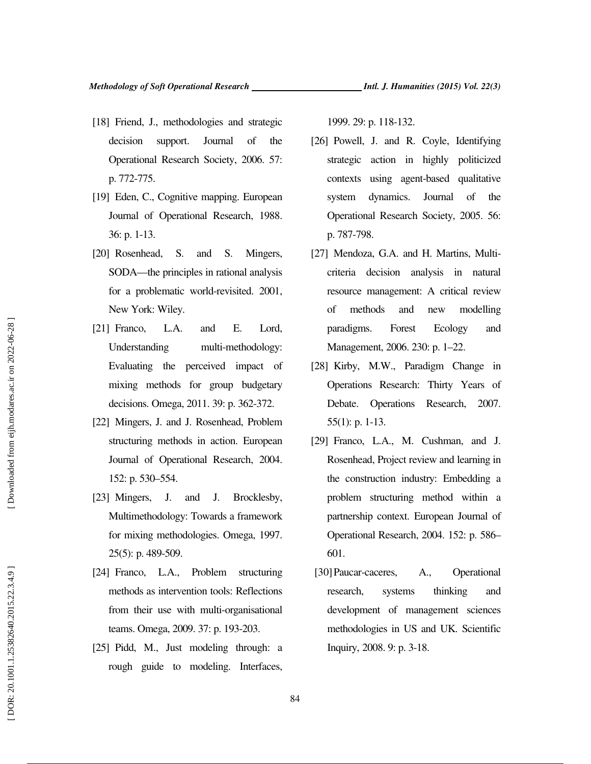[18] Friend, J., methodologies and strategic decision support. Journal of the Operational Research Society, 2006. 57: p. 772-775.

[19] Eden, C., Cognitive mapping. European Journal of Operational Research, 1988. 36: p. 1-13.

[20] Rosenhead, S. and S. Mingers, SODA—the principles in rational analysis for a problematic world-revisited. 2001, New York: Wiley.

[21] Franco, L.A. and E. Lord, Understanding multi-methodology: Evaluating the perceived impact of mixing methods for group budgetary decisions. Omega, 2011. 39: p. 362-372.

[22] Mingers, J. and J. Rosenhead, Problem structuring methods in action. European Journal of Operational Research, 2004. 152: p. 530–554.

[23] Mingers, J. and J. Brocklesby, Multimethodology: Towards a framework for mixing methodologies. Omega, 1997. 25(5): p. 489-509.

[24] Franco, L.A., Problem structuring methods as intervention tools: Reflections from their use with multi-organisational teams. Omega, 2009. 37: p. 193-203.

[25] Pidd, M., Just modeling through: a rough guide to modeling. Interfaces, 1999. 29: p. 118-132.

[26] Powell, J. and R. Coyle, Identifying strategic action in highly politicized contexts using agent-based qualitative system dynamics. Journal of the Operational Research Society, 2005. 56: p. 787-798.

[27] Mendoza, G.A. and H. Martins, Multi-criteria decision analysis in natural resource management: A critical review of methods and new modelling paradigms. Forest Ecology and Management, 2006. 230: p. 1–22.

[28] Kirby, M.W., Paradigm Change in Operations Research: Thirty Years of Debate. Operations Research, 2007. 55(1): p. 1-13.

[29] Franco, L.A., M. Cushman, and J. Rosenhead, Project review and learning in the construction industry: Embedding a problem structuring method within a partnership context. European Journal of Operational Research, 2004. 152: p. 586–601.

[30] Paucar-caceres, A., Operational research, systems thinking and development of management sciences methodologies in US and UK. Scientific Inquiry, 2008. 9: p. 3-18.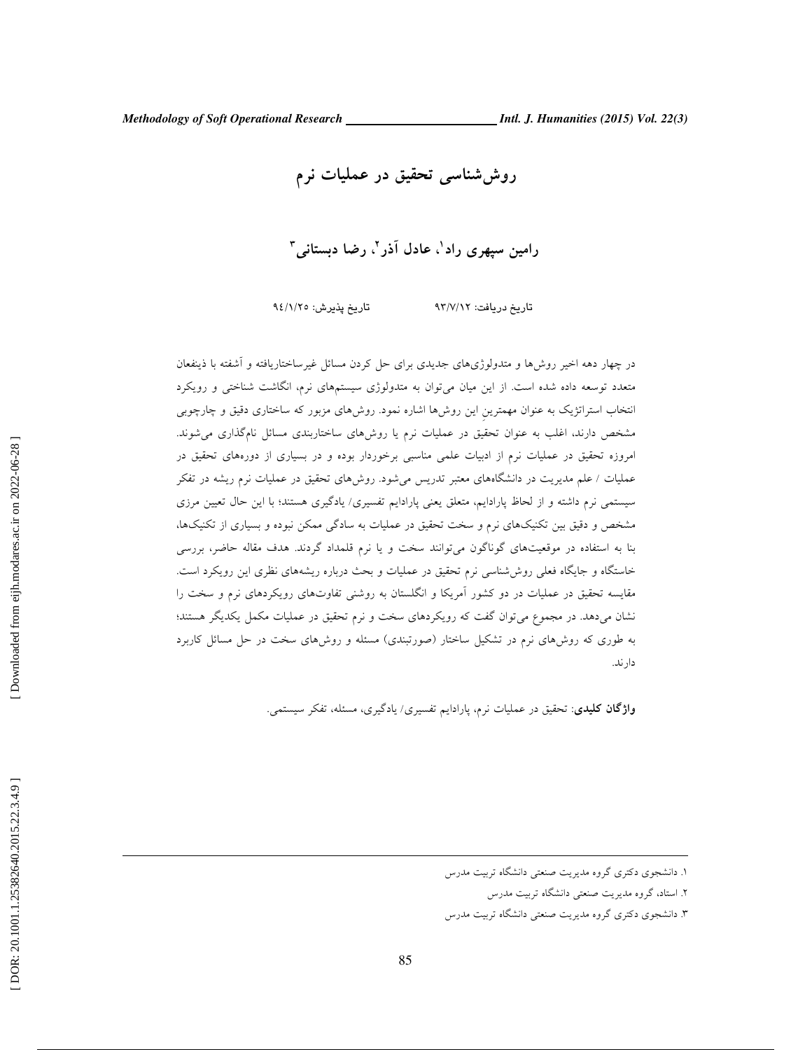# روش‌شناسی تحقیق در عملیات نرم

**رامین سپهری راد[۱]، عادل آذر[۲]، رضا دبستانی[۳]**

تاریخ دریافت: ۹۳/۷/۱۲ تاریخ پذیرش: ۹٤/۱/۲۵

در چهار دهه اخیر روش‌ها و متدولوژی‌های جدیدی برای حل کردن مسائل غیرساختاریافته و آشفته با ذینفعان متعدد توسعه داده شده است. از این میان می‌توان به متدولوژی سیستم‌های نرم، انگاشت شناختی و رویکرد انتخاب استراتژیک به عنوان مهمترین این روش‌ها اشاره نمود. روش‌های مزبور که ساختاری دقیق و چارچوبی مشخص دارند، اغلب به عنوان تحقیق در عملیات نرم یا روش‌های ساختاربندی مسائل نام‌گذاری می‌شوند. امروزه تحقیق در عملیات نرم از ادبیات علمی مناسبی برخوردار بوده و در بسیاری از دوره‌های تحقیق در عملیات / علم مدیریت در دانشگاه‌های معتبر تدریس می‌شود. روش‌های تحقیق در عملیات نرم ریشه در تفکر سیستمی نرم داشته و از لحاظ پارادایم، متعلق یعنی پارادایم تفسیری/ یادگیری هستند؛ با این حال تعیین مرزی مشخص و دقیق بین تکنیک‌های نرم و سخت تحقیق در عملیات به سادگی ممکن نبوده و بسیاری از تکنیک‌ها، بنا به استفاده در موقعیت‌های گوناگون می‌توانند سخت و یا نرم قلمداد گردند. هدف مقاله حاضر، بررسی خاستگاه و جایگاه فعلی روش‌شناسی نرم تحقیق در عملیات و بحث درباره ریشه‌های نظری این رویکرد است. مقایسه تحقیق در عملیات در دو کشور آمریکا و انگلستان به روشنی تفاوت‌های رویکردهای نرم و سخت را نشان می‌دهد. در مجموع می‌توان گفت که رویکردهای سخت و نرم تحقیق در عملیات مکمل یکدیگر هستند؛ به طوری که روش‌های نرم در تشکیل ساختار (صورتبندی) مسئله و روش‌های سخت در حل مسائل کاربرد دارند.

**واژگان کلیدی**: تحقیق در عملیات نرم، پارادایم تفسیری/ یادگیری، مسئله، تفکر سیستمی.

---

۱. دانشجوی دکتری گروه مدیریت صنعتی دانشگاه تربیت مدرس

۲. استاد، گروه مدیریت صنعتی دانشگاه تربیت مدرس

۳. دانشجوی دکتری گروه مدیریت صنعتی دانشگاه تربیت مدرس